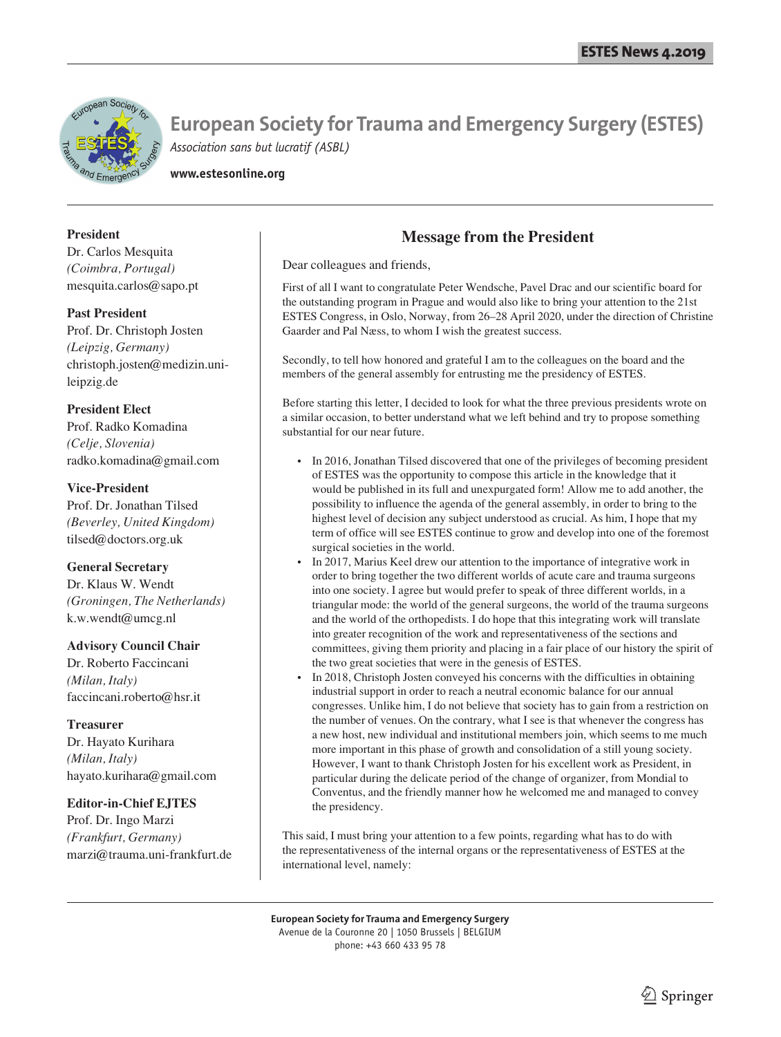# European Society for Trauma and Emergency Surgery (ESTES)

*Association sans but lucratif (ASBL)*

**www.estesonline.org**

**President**
Dr. Carlos Mesquita
*(Coimbra, Portugal)*
mesquita.carlos@sapo.pt

**Past President**
Prof. Dr. Christoph Josten
*(Leipzig, Germany)*
christoph.josten@medizin.uni-leipzig.de

**President Elect**
Prof. Radko Komadina
*(Celje, Slovenia)*
radko.komadina@gmail.com

**Vice-President**
Prof. Dr. Jonathan Tilsed
*(Beverley, United Kingdom)*
tilsed@doctors.org.uk

**General Secretary**
Dr. Klaus W. Wendt
*(Groningen, The Netherlands)*
k.w.wendt@umcg.nl

**Advisory Council Chair**
Dr. Roberto Faccincani
*(Milan, Italy)*
faccincani.roberto@hsr.it

**Treasurer**
Dr. Hayato Kurihara
*(Milan, Italy)*
hayato.kurihara@gmail.com

**Editor-in-Chief EJTES**
Prof. Dr. Ingo Marzi
*(Frankfurt, Germany)*
marzi@trauma.uni-frankfurt.de

## Message from the President

Dear colleagues and friends,

First of all I want to congratulate Peter Wendsche, Pavel Drac and our scientific board for the outstanding program in Prague and would also like to bring your attention to the 21st ESTES Congress, in Oslo, Norway, from 26–28 April 2020, under the direction of Christine Gaarder and Pal Næss, to whom I wish the greatest success.

Secondly, to tell how honored and grateful I am to the colleagues on the board and the members of the general assembly for entrusting me the presidency of ESTES.

Before starting this letter, I decided to look for what the three previous presidents wrote on a similar occasion, to better understand what we left behind and try to propose something substantial for our near future.

- In 2016, Jonathan Tilsed discovered that one of the privileges of becoming president of ESTES was the opportunity to compose this article in the knowledge that it would be published in its full and unexpurgated form! Allow me to add another, the possibility to influence the agenda of the general assembly, in order to bring to the highest level of decision any subject understood as crucial. As him, I hope that my term of office will see ESTES continue to grow and develop into one of the foremost surgical societies in the world.
- In 2017, Marius Keel drew our attention to the importance of integrative work in order to bring together the two different worlds of acute care and trauma surgeons into one society. I agree but would prefer to speak of three different worlds, in a triangular mode: the world of the general surgeons, the world of the trauma surgeons and the world of the orthopedists. I do hope that this integrating work will translate into greater recognition of the work and representativeness of the sections and committees, giving them priority and placing in a fair place of our history the spirit of the two great societies that were in the genesis of ESTES.
- In 2018, Christoph Josten conveyed his concerns with the difficulties in obtaining industrial support in order to reach a neutral economic balance for our annual congresses. Unlike him, I do not believe that society has to gain from a restriction on the number of venues. On the contrary, what I see is that whenever the congress has a new host, new individual and institutional members join, which seems to me much more important in this phase of growth and consolidation of a still young society. However, I want to thank Christoph Josten for his excellent work as President, in particular during the delicate period of the change of organizer, from Mondial to Conventus, and the friendly manner how he welcomed me and managed to convey the presidency.

This said, I must bring your attention to a few points, regarding what has to do with the representativeness of the internal organs or the representativeness of ESTES at the international level, namely:

**European Society for Trauma and Emergency Surgery**
Avenue de la Couronne 20 | 1050 Brussels | BELGIUM
phone: +43 660 433 95 78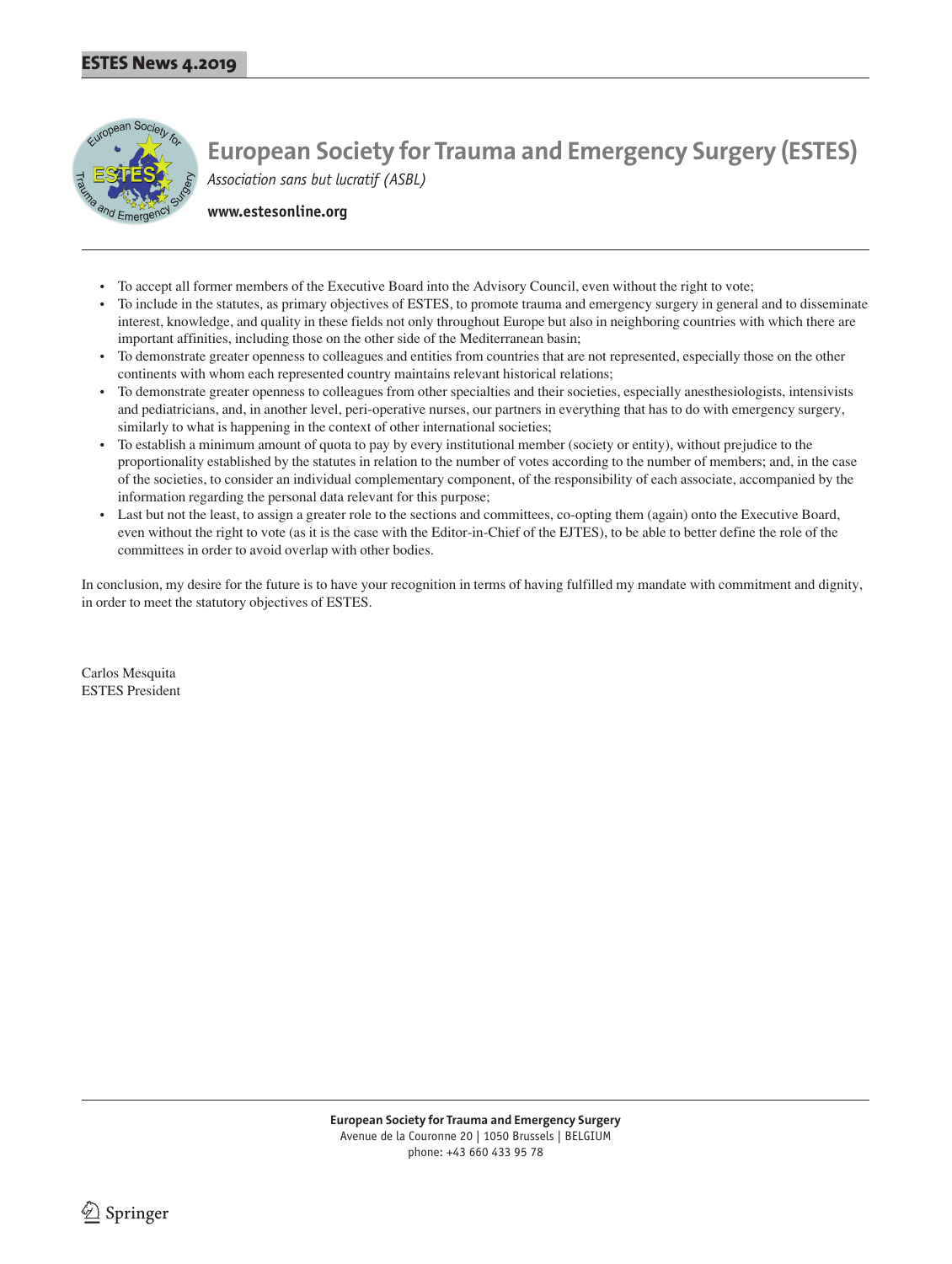# European Society for Trauma and Emergency Surgery (ESTES)

*Association sans but lucratif (ASBL)*

**www.estesonline.org**

- To accept all former members of the Executive Board into the Advisory Council, even without the right to vote;
- To include in the statutes, as primary objectives of ESTES, to promote trauma and emergency surgery in general and to disseminate interest, knowledge, and quality in these fields not only throughout Europe but also in neighboring countries with which there are important affinities, including those on the other side of the Mediterranean basin;
- To demonstrate greater openness to colleagues and entities from countries that are not represented, especially those on the other continents with whom each represented country maintains relevant historical relations;
- To demonstrate greater openness to colleagues from other specialties and their societies, especially anesthesiologists, intensivists and pediatricians, and, in another level, peri-operative nurses, our partners in everything that has to do with emergency surgery, similarly to what is happening in the context of other international societies;
- To establish a minimum amount of quota to pay by every institutional member (society or entity), without prejudice to the proportionality established by the statutes in relation to the number of votes according to the number of members; and, in the case of the societies, to consider an individual complementary component, of the responsibility of each associate, accompanied by the information regarding the personal data relevant for this purpose;
- Last but not the least, to assign a greater role to the sections and committees, co-opting them (again) onto the Executive Board, even without the right to vote (as it is the case with the Editor-in-Chief of the EJTES), to be able to better define the role of the committees in order to avoid overlap with other bodies.

In conclusion, my desire for the future is to have your recognition in terms of having fulfilled my mandate with commitment and dignity, in order to meet the statutory objectives of ESTES.

Carlos Mesquita
ESTES President

**European Society for Trauma and Emergency Surgery**
Avenue de la Couronne 20 | 1050 Brussels | BELGIUM
phone: +43 660 433 95 78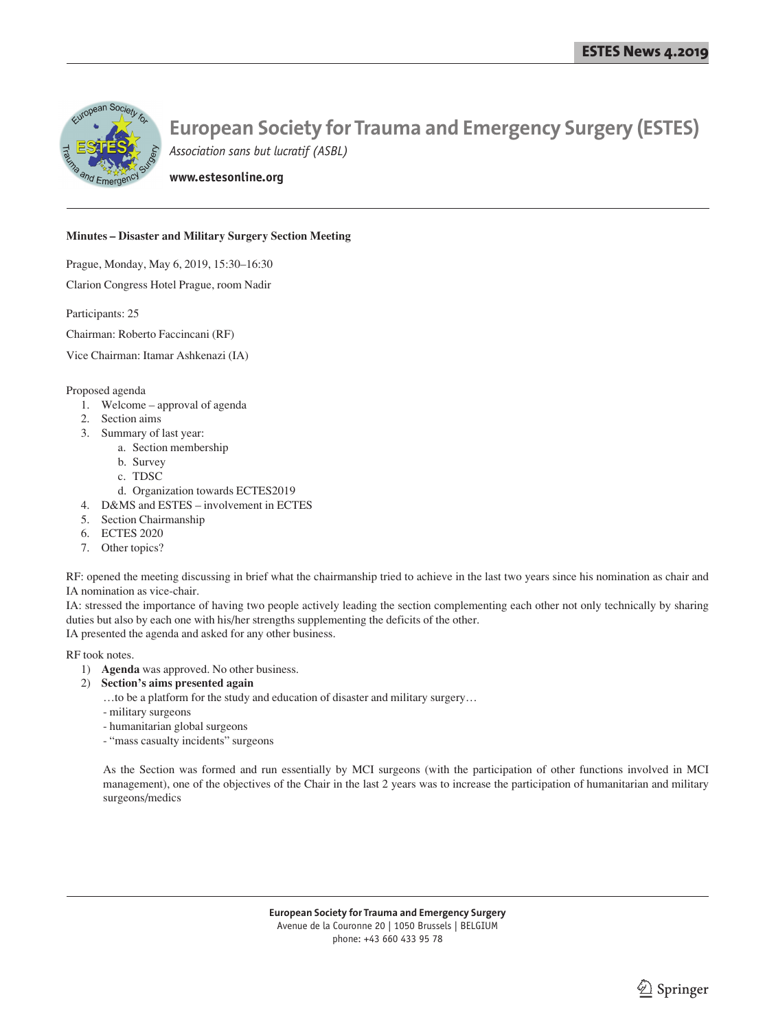# European Society for Trauma and Emergency Surgery (ESTES)

*Association sans but lucratif (ASBL)*

**www.estesonline.org**

**Minutes – Disaster and Military Surgery Section Meeting**

Prague, Monday, May 6, 2019, 15:30–16:30

Clarion Congress Hotel Prague, room Nadir

Participants: 25

Chairman: Roberto Faccincani (RF)

Vice Chairman: Itamar Ashkenazi (IA)

Proposed agenda

1. Welcome – approval of agenda
2. Section aims
3. Summary of last year:
   a. Section membership
   b. Survey
   c. TDSC
   d. Organization towards ECTES2019
4. D&MS and ESTES – involvement in ECTES
5. Section Chairmanship
6. ECTES 2020
7. Other topics?

RF: opened the meeting discussing in brief what the chairmanship tried to achieve in the last two years since his nomination as chair and IA nomination as vice-chair.

IA: stressed the importance of having two people actively leading the section complementing each other not only technically by sharing duties but also by each one with his/her strengths supplementing the deficits of the other.

IA presented the agenda and asked for any other business.

RF took notes.

1) **Agenda** was approved. No other business.
2) **Section's aims presented again**

   …to be a platform for the study and education of disaster and military surgery…
   - military surgeons
   - humanitarian global surgeons
   - "mass casualty incidents" surgeons

   As the Section was formed and run essentially by MCI surgeons (with the participation of other functions involved in MCI management), one of the objectives of the Chair in the last 2 years was to increase the participation of humanitarian and military surgeons/medics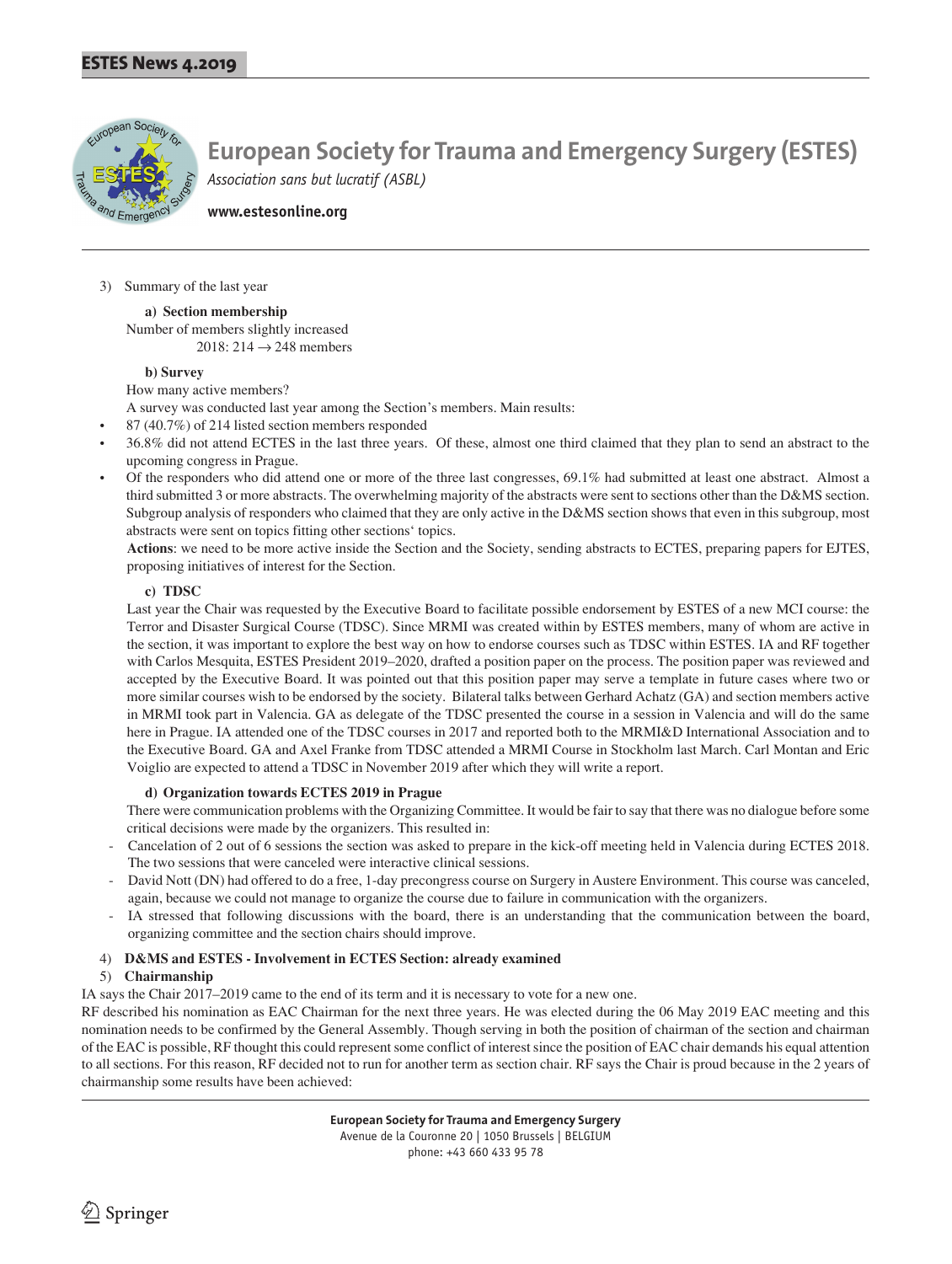# European Society for Trauma and Emergency Surgery (ESTES)

*Association sans but lucratif (ASBL)*

**www.estesonline.org**

3) Summary of the last year

**a) Section membership**

Number of members slightly increased

2018: 214 → 248 members

**b) Survey**

How many active members?

A survey was conducted last year among the Section's members. Main results:

- 87 (40.7%) of 214 listed section members responded
- 36.8% did not attend ECTES in the last three years. Of these, almost one third claimed that they plan to send an abstract to the upcoming congress in Prague.
- Of the responders who did attend one or more of the three last congresses, 69.1% had submitted at least one abstract. Almost a third submitted 3 or more abstracts. The overwhelming majority of the abstracts were sent to sections other than the D&MS section. Subgroup analysis of responders who claimed that they are only active in the D&MS section shows that even in this subgroup, most abstracts were sent on topics fitting other sections' topics.

**Actions**: we need to be more active inside the Section and the Society, sending abstracts to ECTES, preparing papers for EJTES, proposing initiatives of interest for the Section.

**c) TDSC**

Last year the Chair was requested by the Executive Board to facilitate possible endorsement by ESTES of a new MCI course: the Terror and Disaster Surgical Course (TDSC). Since MRMI was created within by ESTES members, many of whom are active in the section, it was important to explore the best way on how to endorse courses such as TDSC within ESTES. IA and RF together with Carlos Mesquita, ESTES President 2019–2020, drafted a position paper on the process. The position paper was reviewed and accepted by the Executive Board. It was pointed out that this position paper may serve a template in future cases where two or more similar courses wish to be endorsed by the society. Bilateral talks between Gerhard Achatz (GA) and section members active in MRMI took part in Valencia. GA as delegate of the TDSC presented the course in a session in Valencia and will do the same here in Prague. IA attended one of the TDSC courses in 2017 and reported both to the MRMI&D International Association and to the Executive Board. GA and Axel Franke from TDSC attended a MRMI Course in Stockholm last March. Carl Montan and Eric Voiglio are expected to attend a TDSC in November 2019 after which they will write a report.

**d) Organization towards ECTES 2019 in Prague**

There were communication problems with the Organizing Committee. It would be fair to say that there was no dialogue before some critical decisions were made by the organizers. This resulted in:

- Cancelation of 2 out of 6 sessions the section was asked to prepare in the kick-off meeting held in Valencia during ECTES 2018. The two sessions that were canceled were interactive clinical sessions.
- David Nott (DN) had offered to do a free, 1-day precongress course on Surgery in Austere Environment. This course was canceled, again, because we could not manage to organize the course due to failure in communication with the organizers.
- IA stressed that following discussions with the board, there is an understanding that the communication between the board, organizing committee and the section chairs should improve.

4) **D&MS and ESTES - Involvement in ECTES Section: already examined**

5) **Chairmanship**

IA says the Chair 2017–2019 came to the end of its term and it is necessary to vote for a new one.

RF described his nomination as EAC Chairman for the next three years. He was elected during the 06 May 2019 EAC meeting and this nomination needs to be confirmed by the General Assembly. Though serving in both the position of chairman of the section and chairman of the EAC is possible, RF thought this could represent some conflict of interest since the position of EAC chair demands his equal attention to all sections. For this reason, RF decided not to run for another term as section chair. RF says the Chair is proud because in the 2 years of chairmanship some results have been achieved:

**European Society for Trauma and Emergency Surgery**
Avenue de la Couronne 20 | 1050 Brussels | BELGIUM
phone: +43 660 433 95 78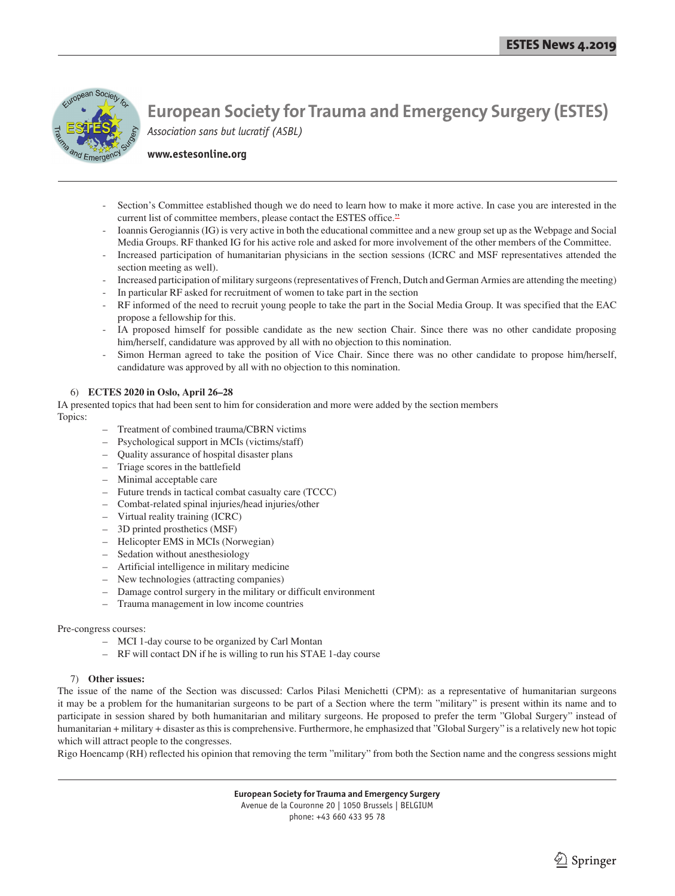- Section's Committee established though we do need to learn how to make it more active. In case you are interested in the current list of committee members, please contact the ESTES office."
- Ioannis Gerogiannis (IG) is very active in both the educational committee and a new group set up as the Webpage and Social Media Groups. RF thanked IG for his active role and asked for more involvement of the other members of the Committee.
- Increased participation of humanitarian physicians in the section sessions (ICRC and MSF representatives attended the section meeting as well).
- Increased participation of military surgeons (representatives of French, Dutch and German Armies are attending the meeting)
- In particular RF asked for recruitment of women to take part in the section
- RF informed of the need to recruit young people to take the part in the Social Media Group. It was specified that the EAC propose a fellowship for this.
- IA proposed himself for possible candidate as the new section Chair. Since there was no other candidate proposing him/herself, candidature was approved by all with no objection to this nomination.
- Simon Herman agreed to take the position of Vice Chair. Since there was no other candidate to propose him/herself, candidature was approved by all with no objection to this nomination.

6) **ECTES 2020 in Oslo, April 26–28**

IA presented topics that had been sent to him for consideration and more were added by the section members

Topics:

- Treatment of combined trauma/CBRN victims
- Psychological support in MCIs (victims/staff)
- Quality assurance of hospital disaster plans
- Triage scores in the battlefield
- Minimal acceptable care
- Future trends in tactical combat casualty care (TCCC)
- Combat-related spinal injuries/head injuries/other
- Virtual reality training (ICRC)
- 3D printed prosthetics (MSF)
- Helicopter EMS in MCIs (Norwegian)
- Sedation without anesthesiology
- Artificial intelligence in military medicine
- New technologies (attracting companies)
- Damage control surgery in the military or difficult environment
- Trauma management in low income countries

Pre-congress courses:

- MCI 1-day course to be organized by Carl Montan
- RF will contact DN if he is willing to run his STAE 1-day course

7) **Other issues:**

The issue of the name of the Section was discussed: Carlos Pilasi Menichetti (CPM): as a representative of humanitarian surgeons it may be a problem for the humanitarian surgeons to be part of a Section where the term "military" is present within its name and to participate in session shared by both humanitarian and military surgeons. He proposed to prefer the term "Global Surgery" instead of humanitarian + military + disaster as this is comprehensive. Furthermore, he emphasized that "Global Surgery" is a relatively new hot topic which will attract people to the congresses.

Rigo Hoencamp (RH) reflected his opinion that removing the term "military" from both the Section name and the congress sessions might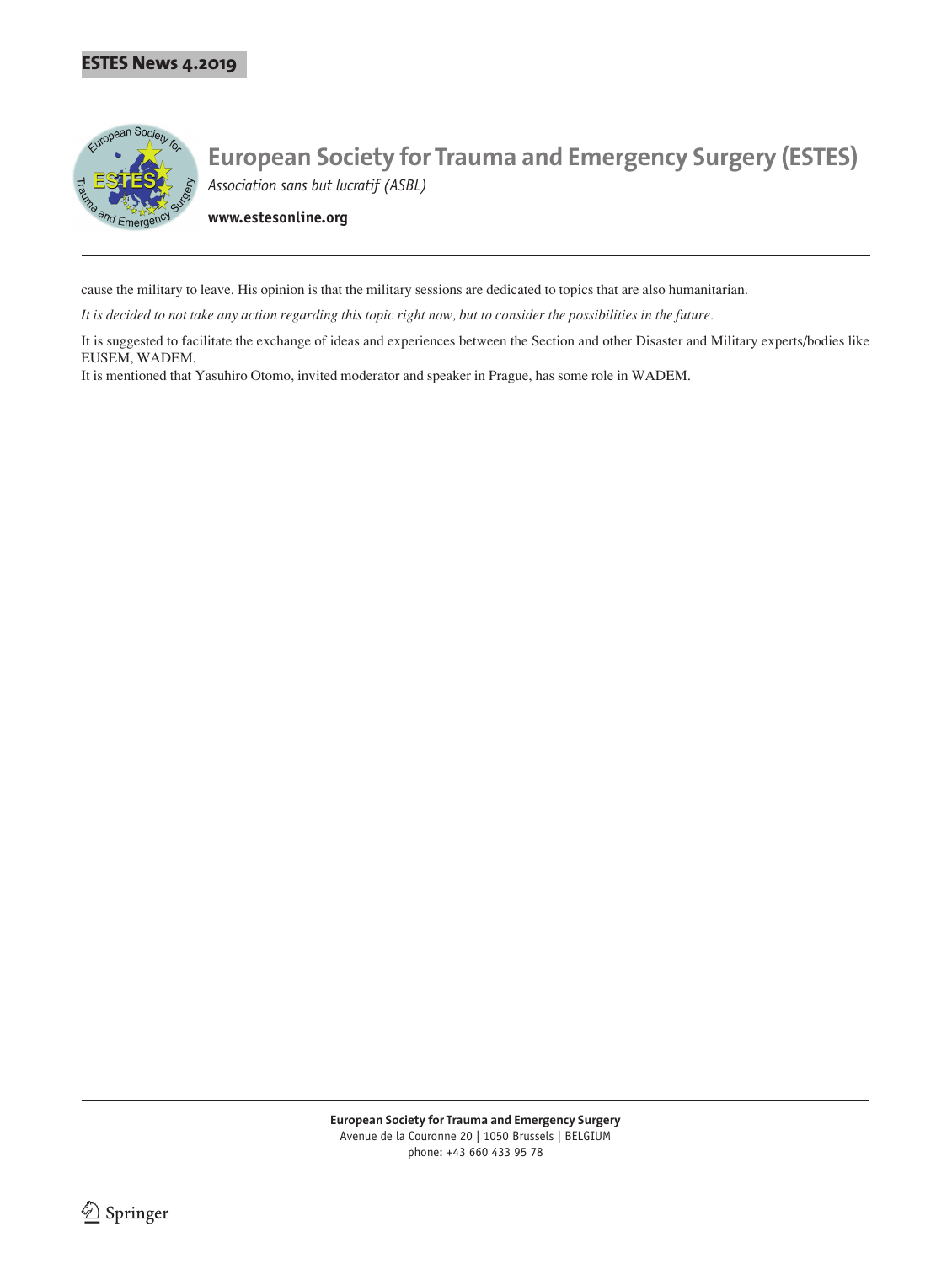cause the military to leave. His opinion is that the military sessions are dedicated to topics that are also humanitarian.

*It is decided to not take any action regarding this topic right now, but to consider the possibilities in the future.*

It is suggested to facilitate the exchange of ideas and experiences between the Section and other Disaster and Military experts/bodies like EUSEM, WADEM.

It is mentioned that Yasuhiro Otomo, invited moderator and speaker in Prague, has some role in WADEM.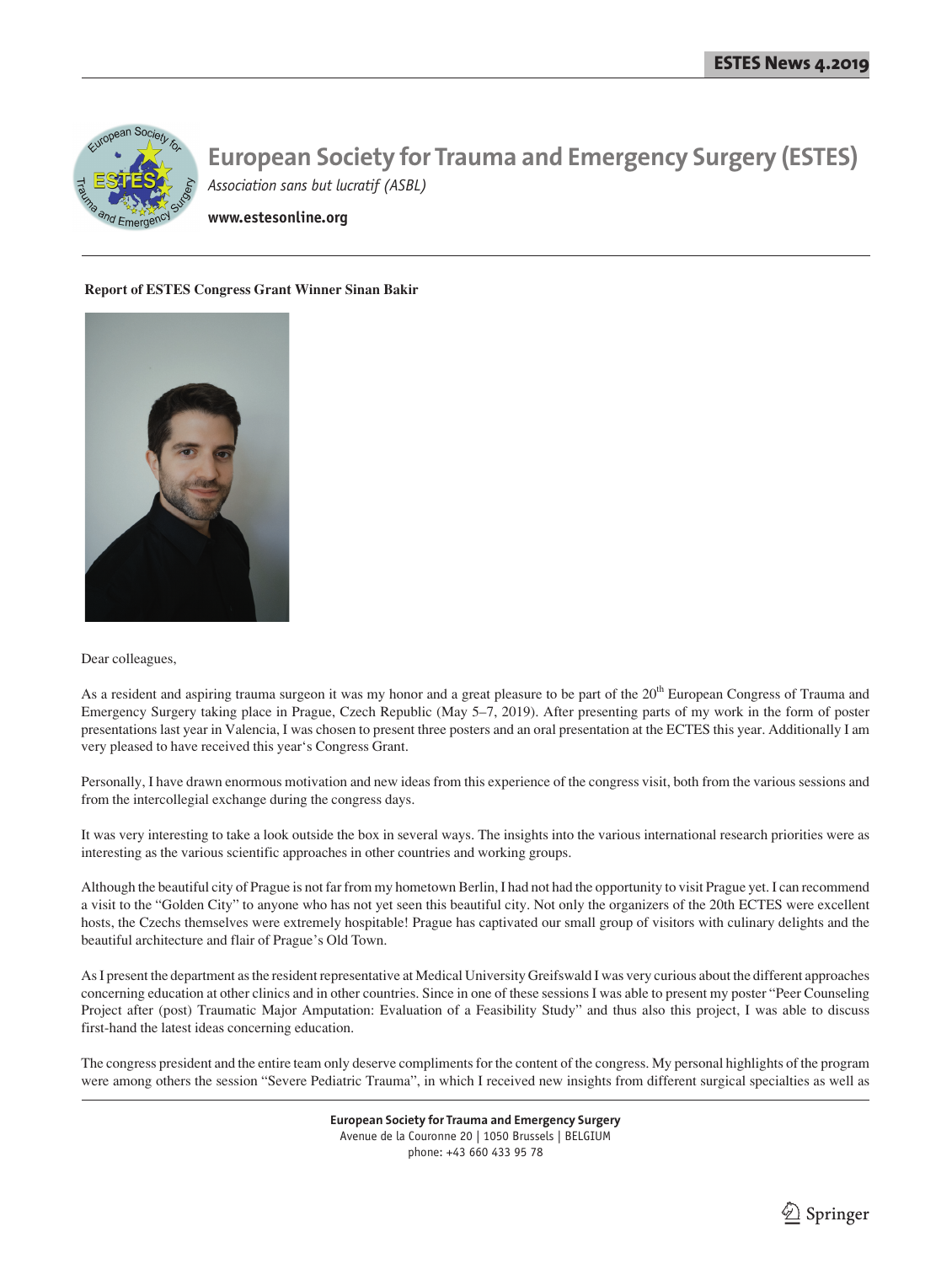# European Society for Trauma and Emergency Surgery (ESTES)

*Association sans but lucratif (ASBL)*

**www.estesonline.org**

**Report of ESTES Congress Grant Winner Sinan Bakir**

Dear colleagues,

As a resident and aspiring trauma surgeon it was my honor and a great pleasure to be part of the 20th European Congress of Trauma and Emergency Surgery taking place in Prague, Czech Republic (May 5–7, 2019). After presenting parts of my work in the form of poster presentations last year in Valencia, I was chosen to present three posters and an oral presentation at the ECTES this year. Additionally I am very pleased to have received this year's Congress Grant.

Personally, I have drawn enormous motivation and new ideas from this experience of the congress visit, both from the various sessions and from the intercollegial exchange during the congress days.

It was very interesting to take a look outside the box in several ways. The insights into the various international research priorities were as interesting as the various scientific approaches in other countries and working groups.

Although the beautiful city of Prague is not far from my hometown Berlin, I had not had the opportunity to visit Prague yet. I can recommend a visit to the "Golden City" to anyone who has not yet seen this beautiful city. Not only the organizers of the 20th ECTES were excellent hosts, the Czechs themselves were extremely hospitable! Prague has captivated our small group of visitors with culinary delights and the beautiful architecture and flair of Prague's Old Town.

As I present the department as the resident representative at Medical University Greifswald I was very curious about the different approaches concerning education at other clinics and in other countries. Since in one of these sessions I was able to present my poster "Peer Counseling Project after (post) Traumatic Major Amputation: Evaluation of a Feasibility Study" and thus also this project, I was able to discuss first-hand the latest ideas concerning education.

The congress president and the entire team only deserve compliments for the content of the congress. My personal highlights of the program were among others the session "Severe Pediatric Trauma", in which I received new insights from different surgical specialties as well as

**European Society for Trauma and Emergency Surgery**
Avenue de la Couronne 20 | 1050 Brussels | BELGIUM
phone: +43 660 433 95 78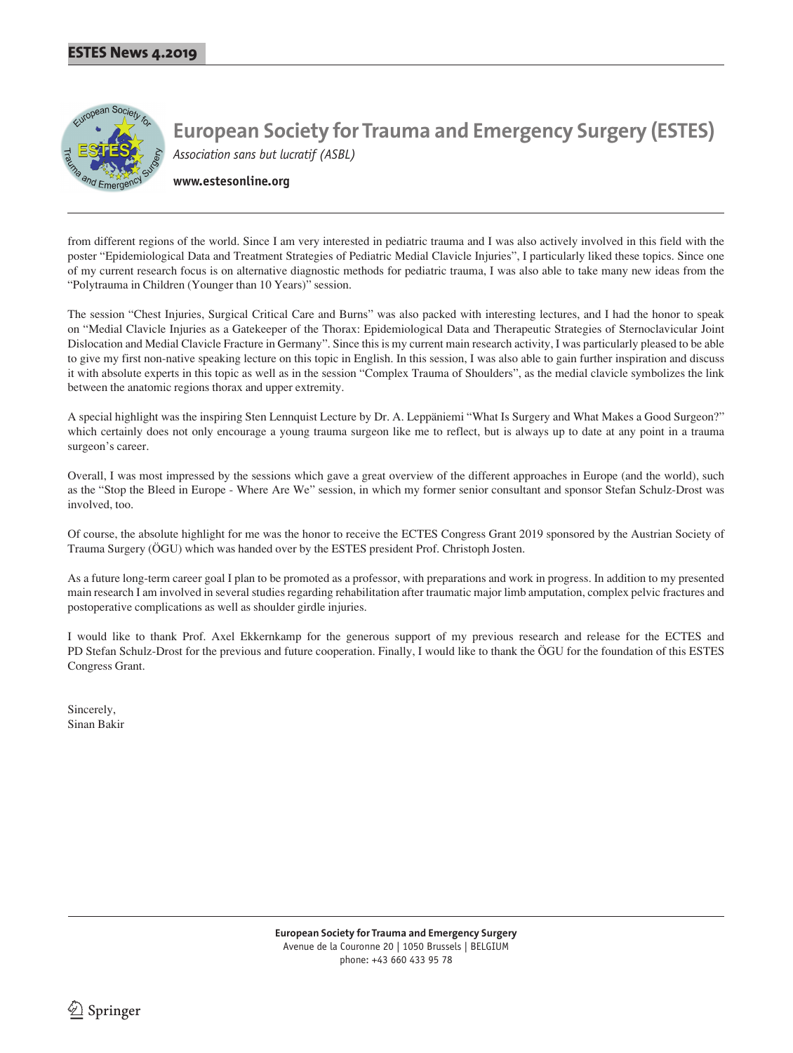# European Society for Trauma and Emergency Surgery (ESTES)

*Association sans but lucratif (ASBL)*

**www.estesonline.org**

from different regions of the world. Since I am very interested in pediatric trauma and I was also actively involved in this field with the poster "Epidemiological Data and Treatment Strategies of Pediatric Medial Clavicle Injuries", I particularly liked these topics. Since one of my current research focus is on alternative diagnostic methods for pediatric trauma, I was also able to take many new ideas from the "Polytrauma in Children (Younger than 10 Years)" session.

The session "Chest Injuries, Surgical Critical Care and Burns" was also packed with interesting lectures, and I had the honor to speak on "Medial Clavicle Injuries as a Gatekeeper of the Thorax: Epidemiological Data and Therapeutic Strategies of Sternoclavicular Joint Dislocation and Medial Clavicle Fracture in Germany". Since this is my current main research activity, I was particularly pleased to be able to give my first non-native speaking lecture on this topic in English. In this session, I was also able to gain further inspiration and discuss it with absolute experts in this topic as well as in the session "Complex Trauma of Shoulders", as the medial clavicle symbolizes the link between the anatomic regions thorax and upper extremity.

A special highlight was the inspiring Sten Lennquist Lecture by Dr. A. Leppäniemi "What Is Surgery and What Makes a Good Surgeon?" which certainly does not only encourage a young trauma surgeon like me to reflect, but is always up to date at any point in a trauma surgeon's career.

Overall, I was most impressed by the sessions which gave a great overview of the different approaches in Europe (and the world), such as the "Stop the Bleed in Europe - Where Are We" session, in which my former senior consultant and sponsor Stefan Schulz-Drost was involved, too.

Of course, the absolute highlight for me was the honor to receive the ECTES Congress Grant 2019 sponsored by the Austrian Society of Trauma Surgery (ÖGU) which was handed over by the ESTES president Prof. Christoph Josten.

As a future long-term career goal I plan to be promoted as a professor, with preparations and work in progress. In addition to my presented main research I am involved in several studies regarding rehabilitation after traumatic major limb amputation, complex pelvic fractures and postoperative complications as well as shoulder girdle injuries.

I would like to thank Prof. Axel Ekkernkamp for the generous support of my previous research and release for the ECTES and PD Stefan Schulz-Drost for the previous and future cooperation. Finally, I would like to thank the ÖGU for the foundation of this ESTES Congress Grant.

Sincerely,
Sinan Bakir

**European Society for Trauma and Emergency Surgery**
Avenue de la Couronne 20 | 1050 Brussels | BELGIUM
phone: +43 660 433 95 78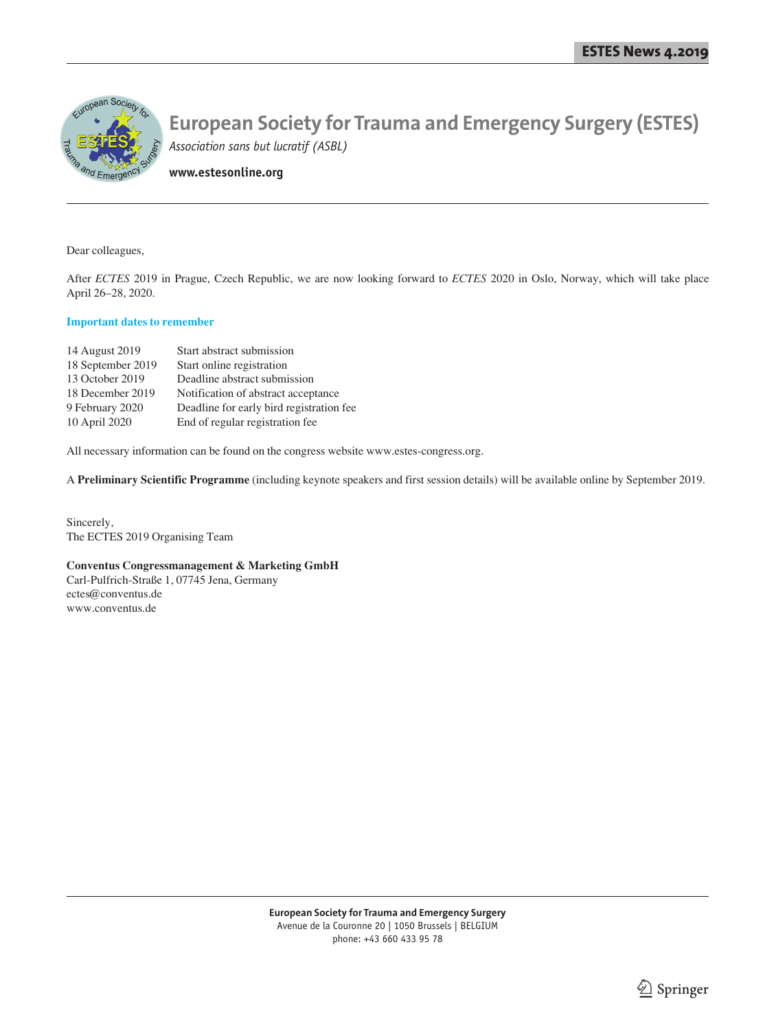# European Society for Trauma and Emergency Surgery (ESTES)

*Association sans but lucratif (ASBL)*

**www.estesonline.org**

Dear colleagues,

After *ECTES* 2019 in Prague, Czech Republic, we are now looking forward to *ECTES* 2020 in Oslo, Norway, which will take place April 26–28, 2020.

### Important dates to remember

| | |
|---|---|
| 14 August 2019 | Start abstract submission |
| 18 September 2019 | Start online registration |
| 13 October 2019 | Deadline abstract submission |
| 18 December 2019 | Notification of abstract acceptance |
| 9 February 2020 | Deadline for early bird registration fee |
| 10 April 2020 | End of regular registration fee |

All necessary information can be found on the congress website www.estes-congress.org.

A **Preliminary Scientific Programme** (including keynote speakers and first session details) will be available online by September 2019.

Sincerely,
The ECTES 2019 Organising Team

**Conventus Congressmanagement & Marketing GmbH**
Carl-Pulfrich-Straße 1, 07745 Jena, Germany
ectes@conventus.de
www.conventus.de

**European Society for Trauma and Emergency Surgery**
Avenue de la Couronne 20 | 1050 Brussels | BELGIUM
phone: +43 660 433 95 78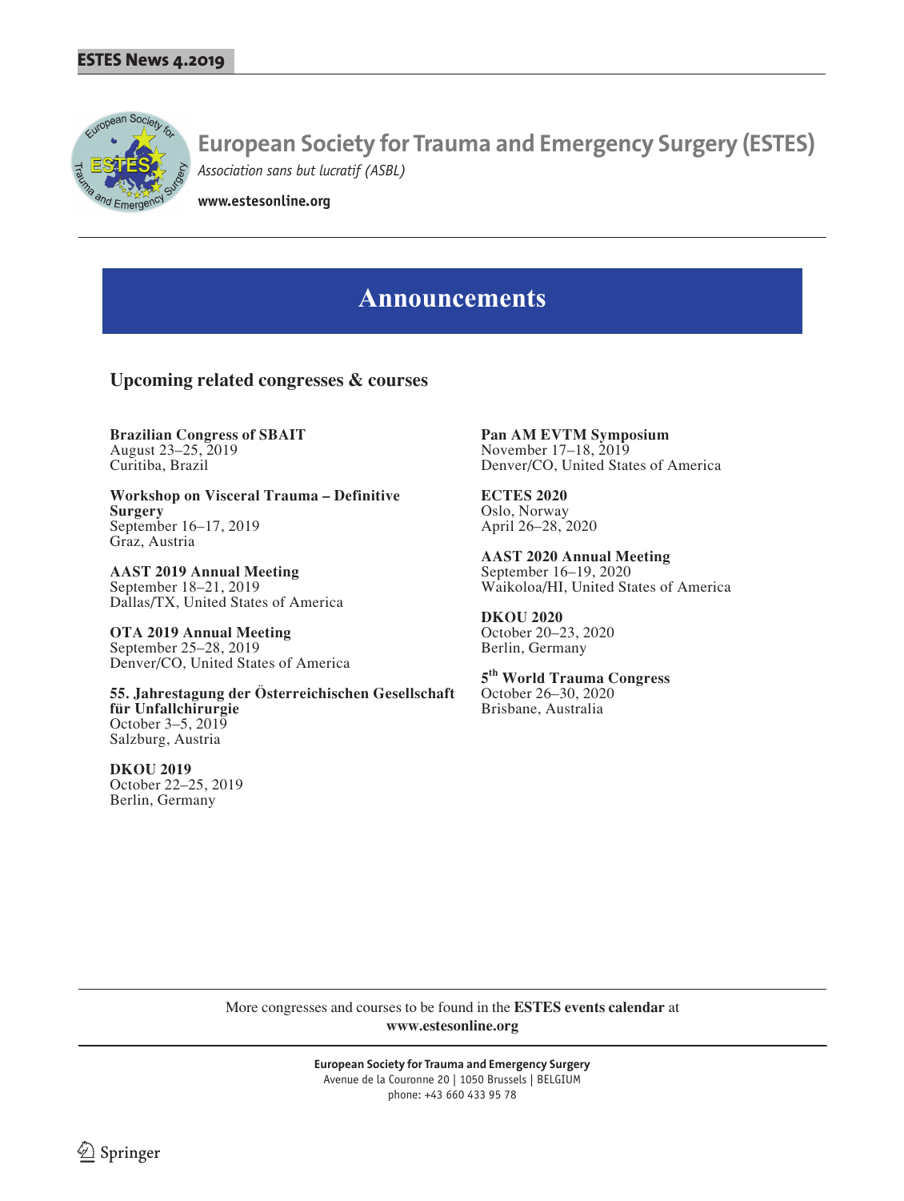# European Society for Trauma and Emergency Surgery (ESTES)

*Association sans but lucratif (ASBL)*

**www.estesonline.org**

## Announcements

### Upcoming related congresses & courses

**Brazilian Congress of SBAIT**
August 23–25, 2019
Curitiba, Brazil

**Workshop on Visceral Trauma – Definitive Surgery**
September 16–17, 2019
Graz, Austria

**AAST 2019 Annual Meeting**
September 18–21, 2019
Dallas/TX, United States of America

**OTA 2019 Annual Meeting**
September 25–28, 2019
Denver/CO, United States of America

**55. Jahrestagung der Österreichischen Gesellschaft für Unfallchirurgie**
October 3–5, 2019
Salzburg, Austria

**DKOU 2019**
October 22–25, 2019
Berlin, Germany

**Pan AM EVTM Symposium**
November 17–18, 2019
Denver/CO, United States of America

**ECTES 2020**
Oslo, Norway
April 26–28, 2020

**AAST 2020 Annual Meeting**
September 16–19, 2020
Waikoloa/HI, United States of America

**DKOU 2020**
October 20–23, 2020
Berlin, Germany

**5th World Trauma Congress**
October 26–30, 2020
Brisbane, Australia

More congresses and courses to be found in the **ESTES events calendar** at **www.estesonline.org**

**European Society for Trauma and Emergency Surgery**
Avenue de la Couronne 20 | 1050 Brussels | BELGIUM
phone: +43 660 433 95 78